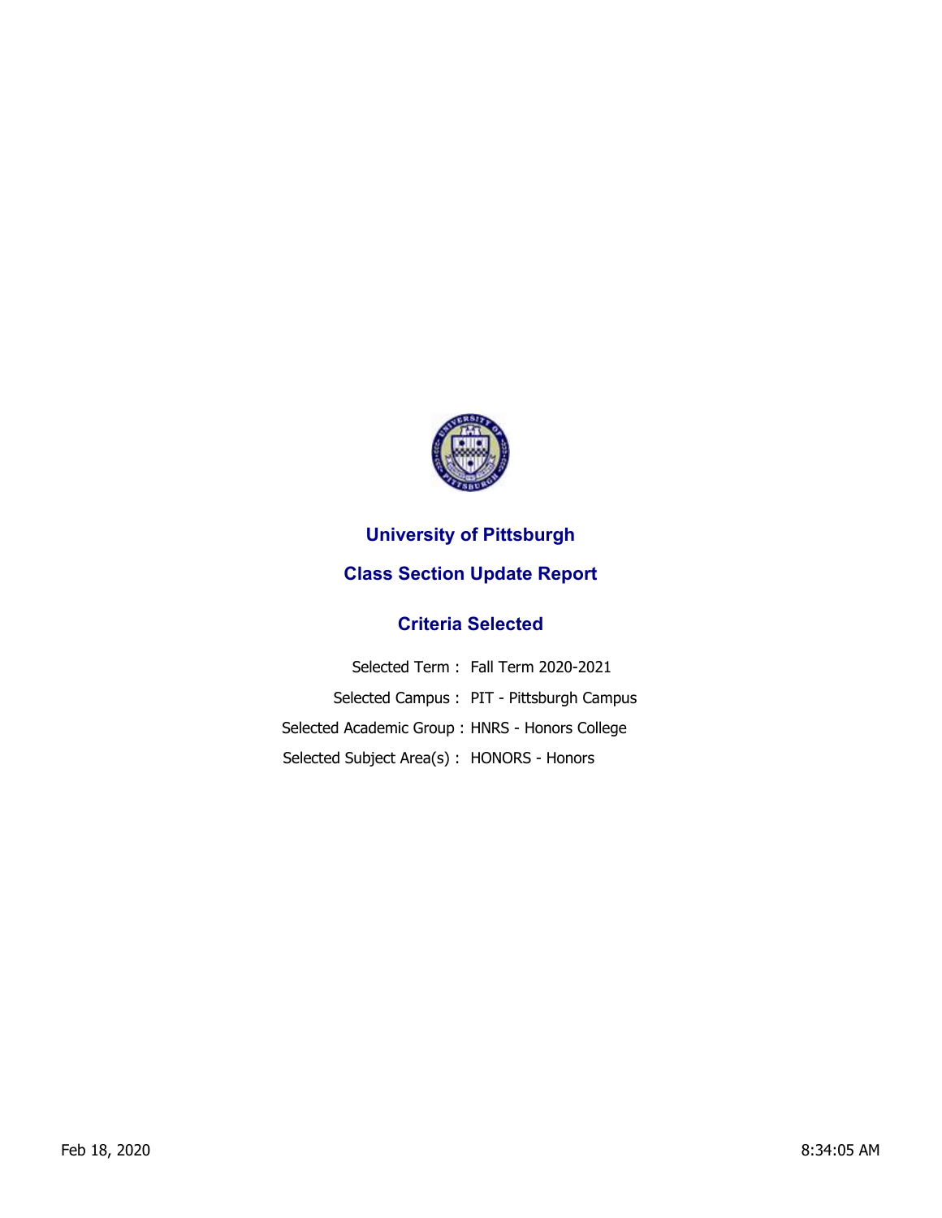# University of Pittsburgh

## Class Section Update Report

### Criteria Selected

Selected Term : Fall Term 2020-2021

Selected Campus : PIT - Pittsburgh Campus

Selected Academic Group : HNRS - Honors College

Selected Subject Area(s) : HONORS - Honors

Feb 18, 2020 8:34:05 AM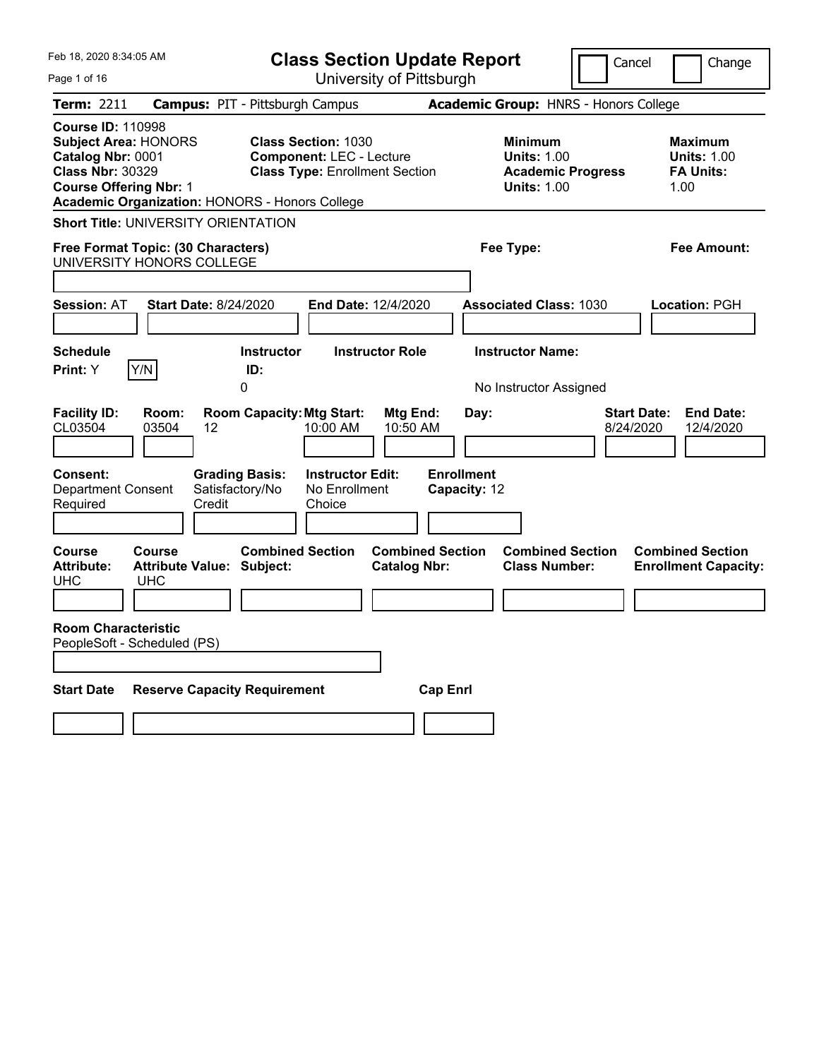Feb 18, 2020 8:34:05 AM

# Class Section Update Report

University of Pittsburgh

Cancel | Change

**Term:** 2211 **Campus:** PIT - Pittsburgh Campus **Academic Group:** HNRS - Honors College

**Course ID:** 110998
**Subject Area:** HONORS
**Catalog Nbr:** 0001
**Class Nbr:** 30329
**Course Offering Nbr:** 1
**Academic Organization:** HONORS - Honors College

**Class Section:** 1030
**Component:** LEC - Lecture
**Class Type:** Enrollment Section

**Minimum**
**Units:** 1.00
**Academic Progress Units:** 1.00

**Maximum**
**Units:** 1.00
**FA Units:** 1.00

**Short Title:** UNIVERSITY ORIENTATION

**Free Format Topic: (30 Characters)** UNIVERSITY HONORS COLLEGE

**Fee Type:**

**Fee Amount:**

**Session:** AT **Start Date:** 8/24/2020 **End Date:** 12/4/2020 **Associated Class:** 1030 **Location:** PGH

| Schedule Print: | Y/N | Instructor ID: | Instructor Role | Instructor Name: |
|---|---|---|---|---|
| Y | | 0 | | No Instructor Assigned |

| Facility ID: | Room: | Room Capacity: | Mtg Start: | Mtg End: | Day: | Start Date: | End Date: |
|---|---|---|---|---|---|---|---|
| CL03504 | 03504 | 12 | 10:00 AM | 10:50 AM | | 8/24/2020 | 12/4/2020 |

| Consent: | Grading Basis: | Instructor Edit: | Enrollment Capacity: |
|---|---|---|---|
| Department Consent Required | Satisfactory/No Credit | No Enrollment Choice | 12 |

| Course Attribute: | Course Attribute Value: | Combined Section Subject: | Combined Section Catalog Nbr: | Combined Section Class Number: | Combined Section Enrollment Capacity: |
|---|---|---|---|---|---|
| UHC | UHC | | | | |

**Room Characteristic**
PeopleSoft - Scheduled (PS)

| Start Date | Reserve Capacity Requirement | Cap Enrl |
|---|---|---|
| | | |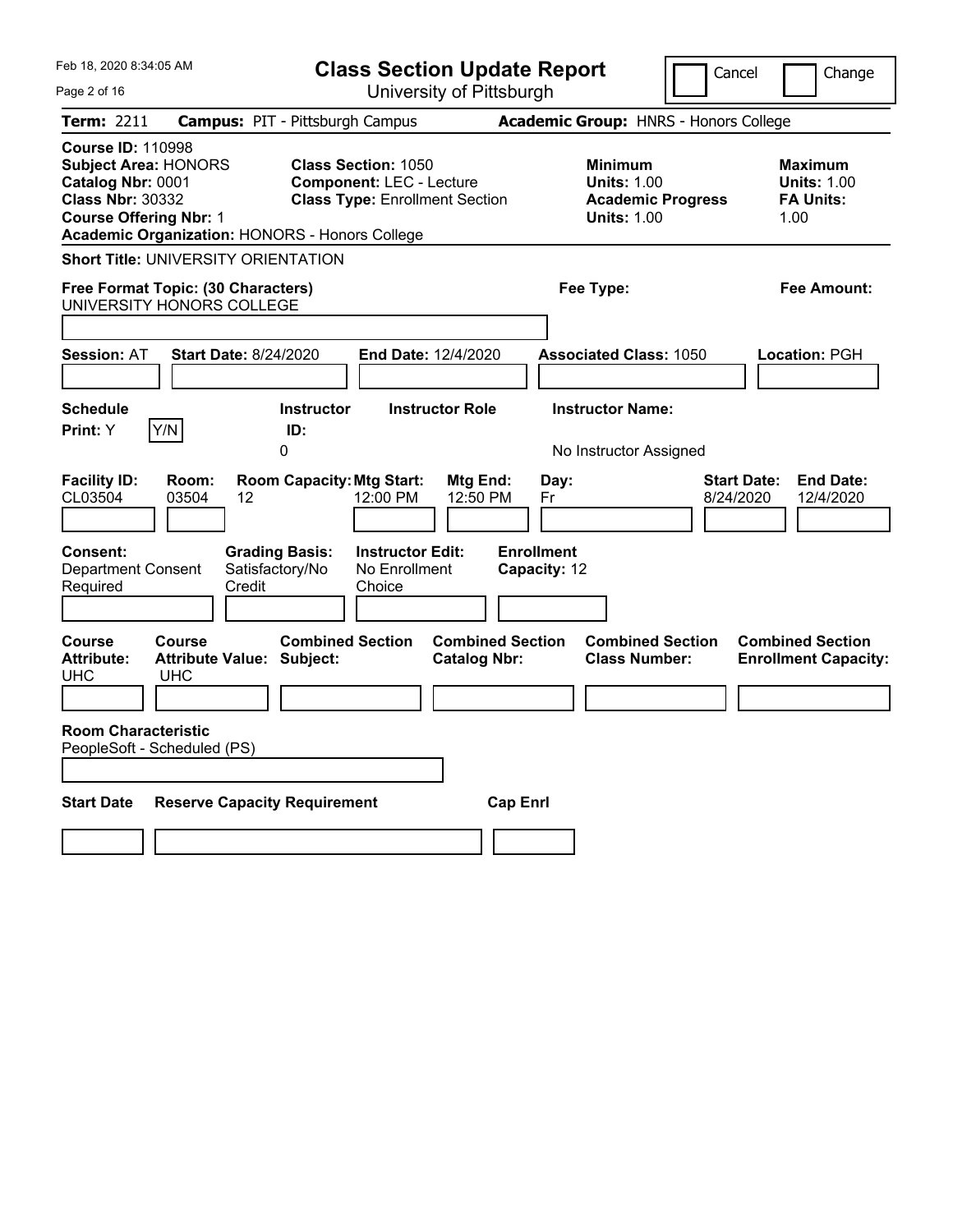# Class Section Update Report

University of Pittsburgh

Feb 18, 2020 8:34:05 AM

Cancel | Change

**Term:** 2211 **Campus:** PIT - Pittsburgh Campus **Academic Group:** HNRS - Honors College

**Course ID:** 110998
**Subject Area:** HONORS
**Catalog Nbr:** 0001
**Class Nbr:** 30332
**Course Offering Nbr:** 1
**Academic Organization:** HONORS - Honors College

**Class Section:** 1050
**Component:** LEC - Lecture
**Class Type:** Enrollment Section

**Minimum Units:** 1.00
**Academic Progress Units:** 1.00

**Maximum Units:** 1.00
**FA Units:** 1.00

**Short Title:** UNIVERSITY ORIENTATION

**Free Format Topic: (30 Characters)**
UNIVERSITY HONORS COLLEGE

**Fee Type:**

**Fee Amount:**

**Session:** AT **Start Date:** 8/24/2020 **End Date:** 12/4/2020 **Associated Class:** 1050 **Location:** PGH

| Schedule Print | | Instructor ID | Instructor Role | Instructor Name |
|---|---|---|---|---|
| Y | Y/N | 0 | | No Instructor Assigned |

| Facility ID: | Room: | Room Capacity: | Mtg Start: | Mtg End: | Day: | Start Date: | End Date: |
|---|---|---|---|---|---|---|---|
| CL03504 | 03504 | 12 | 12:00 PM | 12:50 PM | Fr | 8/24/2020 | 12/4/2020 |

| Consent: | Grading Basis: | Instructor Edit: | Enrollment Capacity: |
|---|---|---|---|
| Department Consent Required | Satisfactory/No Credit | No Enrollment Choice | 12 |

| Course Attribute: | Course Attribute Value: | Combined Section Subject: | Combined Section Catalog Nbr: | Combined Section Class Number: | Combined Section Enrollment Capacity: |
|---|---|---|---|---|---|
| UHC | UHC | | | | |

**Room Characteristic**
PeopleSoft - Scheduled (PS)

| Start Date | Reserve Capacity Requirement | Cap Enrl |
|---|---|---|
| | | |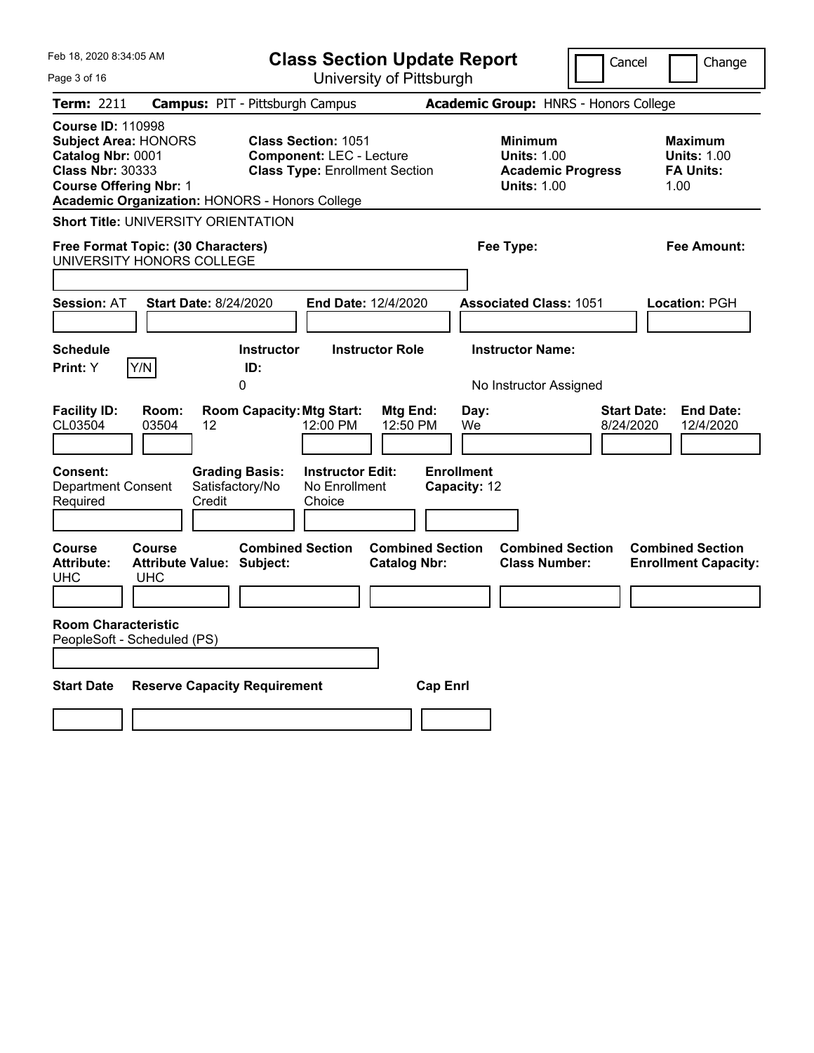Feb 18, 2020 8:34:05 AM

# Class Section Update Report

University of Pittsburgh

Cancel | Change

**Term:** 2211 **Campus:** PIT - Pittsburgh Campus **Academic Group:** HNRS - Honors College

**Course ID:** 110998
**Subject Area:** HONORS
**Catalog Nbr:** 0001
**Class Nbr:** 30333
**Course Offering Nbr:** 1
**Academic Organization:** HONORS - Honors College

**Class Section:** 1051
**Component:** LEC - Lecture
**Class Type:** Enrollment Section

**Minimum Units:** 1.00
**Academic Progress Units:** 1.00

**Maximum Units:** 1.00
**FA Units:** 1.00

**Short Title:** UNIVERSITY ORIENTATION

**Free Format Topic: (30 Characters)**
UNIVERSITY HONORS COLLEGE

**Fee Type:**

**Fee Amount:**

**Session:** AT **Start Date:** 8/24/2020 **End Date:** 12/4/2020 **Associated Class:** 1051 **Location:** PGH

| Schedule Print | Instructor ID | Instructor Role | Instructor Name |
|---|---|---|---|
| Y | 0 | | No Instructor Assigned |

| Facility ID | Room | Room Capacity | Mtg Start | Mtg End | Day | Start Date | End Date |
|---|---|---|---|---|---|---|---|
| CL03504 | 03504 | 12 | 12:00 PM | 12:50 PM | We | 8/24/2020 | 12/4/2020 |

| Consent | Grading Basis | Instructor Edit | Enrollment Capacity |
|---|---|---|---|
| Department Consent Required | Satisfactory/No Credit | No Enrollment Choice | 12 |

| Course Attribute | Course Attribute Value | Combined Section Subject | Combined Section Catalog Nbr | Combined Section Class Number | Combined Section Enrollment Capacity |
|---|---|---|---|---|---|
| UHC | UHC | | | | |

**Room Characteristic**
PeopleSoft - Scheduled (PS)

| Start Date | Reserve Capacity Requirement | Cap Enrl |
|---|---|---|
| | | |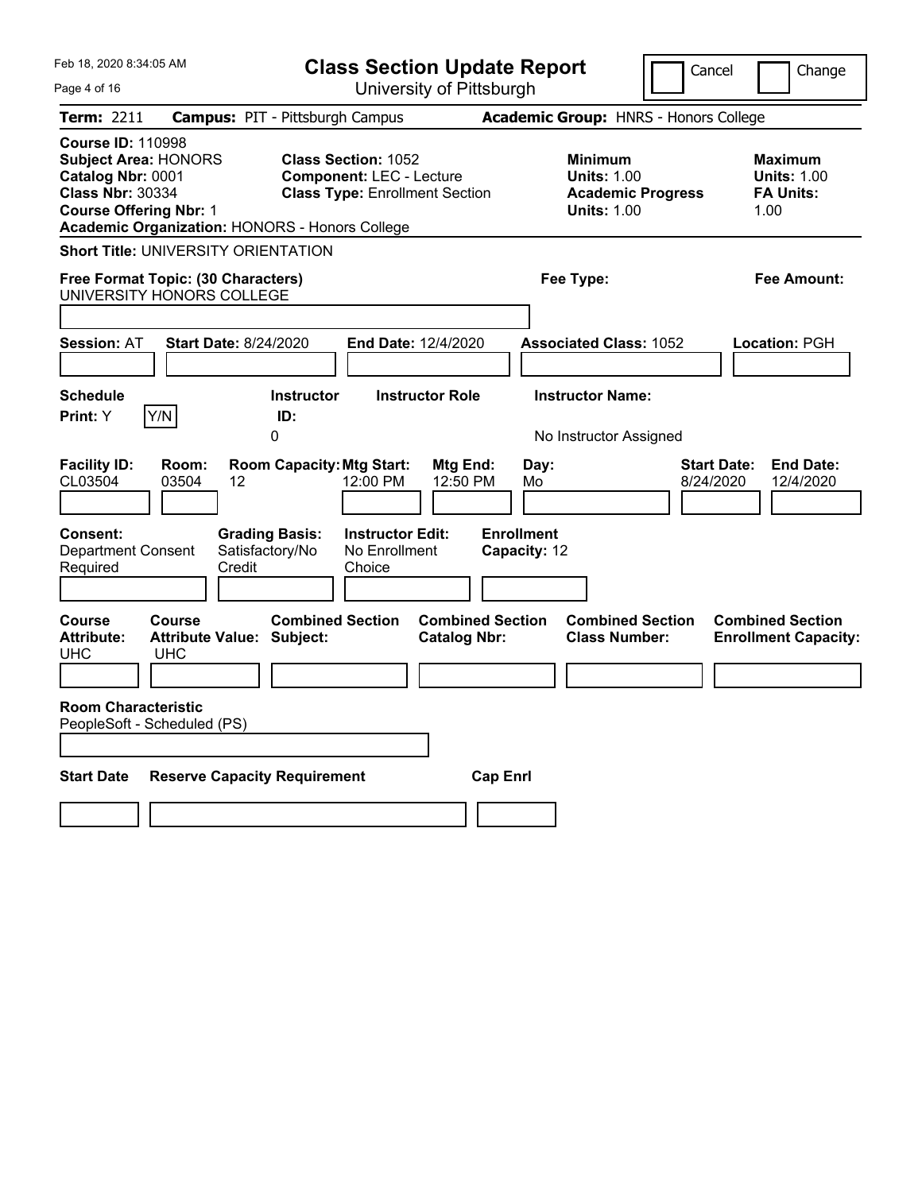# Class Section Update Report

University of Pittsburgh

Feb 18, 2020 8:34:05 AM

Cancel Change

**Term:** 2211 **Campus:** PIT - Pittsburgh Campus **Academic Group:** HNRS - Honors College

**Course ID:** 110998
**Subject Area:** HONORS
**Catalog Nbr:** 0001
**Class Nbr:** 30334
**Course Offering Nbr:** 1
**Academic Organization:** HONORS - Honors College

**Class Section:** 1052
**Component:** LEC - Lecture
**Class Type:** Enrollment Section

**Minimum Units:** 1.00
**Academic Progress Units:** 1.00

**Maximum Units:** 1.00
**FA Units:** 1.00

**Short Title:** UNIVERSITY ORIENTATION

**Free Format Topic: (30 Characters)**
UNIVERSITY HONORS COLLEGE

**Fee Type:**

**Fee Amount:**

**Session:** AT **Start Date:** 8/24/2020 **End Date:** 12/4/2020 **Associated Class:** 1052 **Location:** PGH

| Schedule Print: | Y/N | Instructor ID: | Instructor Role | Instructor Name: |
|---|---|---|---|---|
| Y | | 0 | | No Instructor Assigned |

| Facility ID: | Room: | Room Capacity: | Mtg Start: | Mtg End: | Day: | Start Date: | End Date: |
|---|---|---|---|---|---|---|---|
| CL03504 | 03504 | 12 | 12:00 PM | 12:50 PM | Mo | 8/24/2020 | 12/4/2020 |

| Consent: | Grading Basis: | Instructor Edit: | Enrollment Capacity: |
|---|---|---|---|
| Department Consent Required | Satisfactory/No Credit | No Enrollment Choice | 12 |

| Course Attribute: | Course Attribute Value: | Combined Section Subject: | Combined Section Catalog Nbr: | Combined Section Class Number: | Combined Section Enrollment Capacity: |
|---|---|---|---|---|---|
| UHC | UHC | | | | |

**Room Characteristic**
PeopleSoft - Scheduled (PS)

| Start Date | Reserve Capacity Requirement | Cap Enrl |
|---|---|---|
| | | |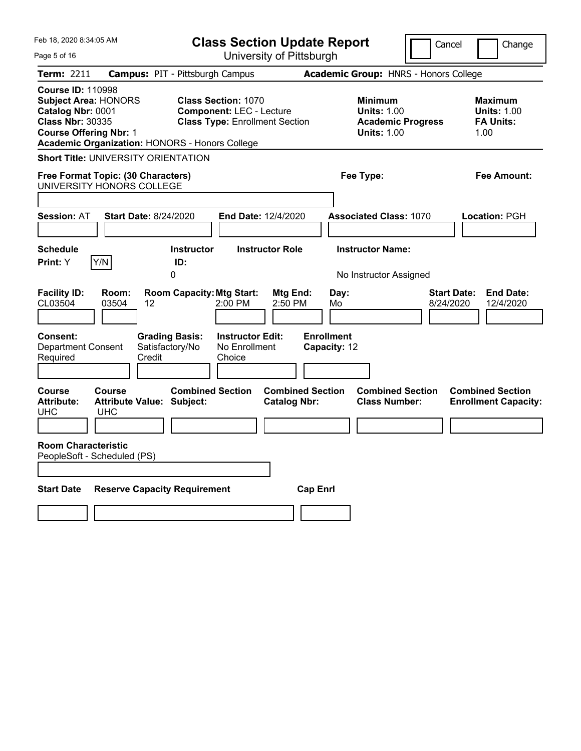Feb 18, 2020 8:34:05 AM

# Class Section Update Report

University of Pittsburgh

Cancel | Change

**Term:** 2211 **Campus:** PIT - Pittsburgh Campus **Academic Group:** HNRS - Honors College

**Course ID:** 110998
**Subject Area:** HONORS
**Catalog Nbr:** 0001
**Class Nbr:** 30335
**Course Offering Nbr:** 1
**Academic Organization:** HONORS - Honors College

**Class Section:** 1070
**Component:** LEC - Lecture
**Class Type:** Enrollment Section

**Minimum Units:** 1.00
**Academic Progress Units:** 1.00

**Maximum Units:** 1.00
**FA Units:** 1.00

**Short Title:** UNIVERSITY ORIENTATION

**Free Format Topic: (30 Characters)**
UNIVERSITY HONORS COLLEGE

**Fee Type:**

**Fee Amount:**

**Session:** AT **Start Date:** 8/24/2020 **End Date:** 12/4/2020 **Associated Class:** 1070 **Location:** PGH

| Schedule Print: | Instructor ID: | Instructor Role | Instructor Name: |
|---|---|---|---|
| Y  Y/N | 0 | | No Instructor Assigned |

| Facility ID: | Room: | Room Capacity: | Mtg Start: | Mtg End: | Day: | Start Date: | End Date: |
|---|---|---|---|---|---|---|---|
| CL03504 | 03504 | 12 | 2:00 PM | 2:50 PM | Mo | 8/24/2020 | 12/4/2020 |

| Consent: | Grading Basis: | Instructor Edit: | Enrollment Capacity: |
|---|---|---|---|
| Department Consent Required | Satisfactory/No Credit | No Enrollment Choice | 12 |

| Course Attribute: | Course Attribute Value: | Combined Section Subject: | Combined Section Catalog Nbr: | Combined Section Class Number: | Combined Section Enrollment Capacity: |
|---|---|---|---|---|---|
| UHC | UHC | | | | |

**Room Characteristic**
PeopleSoft - Scheduled (PS)

| Start Date | Reserve Capacity Requirement | Cap Enrl |
|---|---|---|
| | | |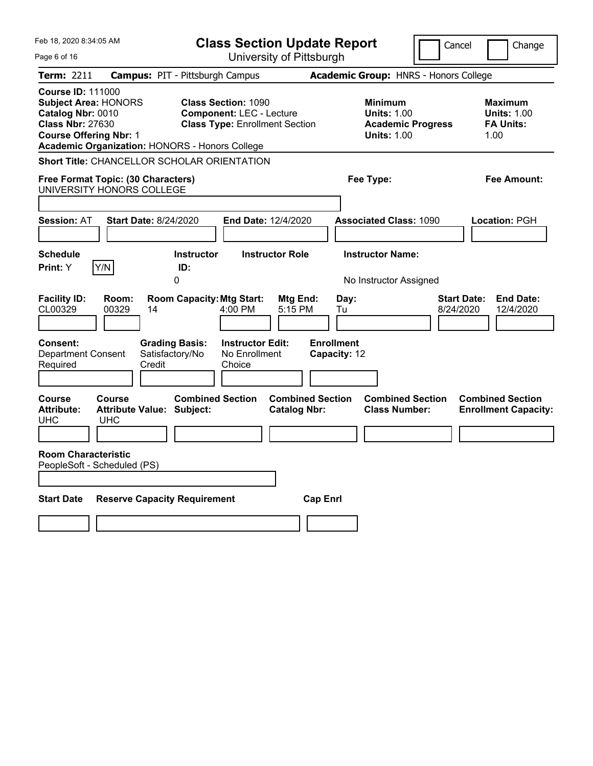Feb 18, 2020 8:34:05 AM

# Class Section Update Report

University of Pittsburgh

Cancel | Change

**Term:** 2211 **Campus:** PIT - Pittsburgh Campus **Academic Group:** HNRS - Honors College

**Course ID:** 111000
**Subject Area:** HONORS
**Catalog Nbr:** 0010
**Class Nbr:** 27630
**Course Offering Nbr:** 1
**Academic Organization:** HONORS - Honors College

**Class Section:** 1090
**Component:** LEC - Lecture
**Class Type:** Enrollment Section

**Minimum Units:** 1.00
**Academic Progress Units:** 1.00

**Maximum Units:** 1.00
**FA Units:** 1.00

**Short Title:** CHANCELLOR SCHOLAR ORIENTATION

**Free Format Topic: (30 Characters)**
UNIVERSITY HONORS COLLEGE

**Fee Type:**

**Fee Amount:**

**Session:** AT **Start Date:** 8/24/2020 **End Date:** 12/4/2020 **Associated Class:** 1090 **Location:** PGH

| Schedule Print | Y/N | Instructor ID | Instructor Role | Instructor Name |
|---|---|---|---|---|
| Y | | 0 | | No Instructor Assigned |

| Facility ID: | Room: | Room Capacity: | Mtg Start: | Mtg End: | Day: | Start Date: | End Date: |
|---|---|---|---|---|---|---|---|
| CL00329 | 00329 | 14 | 4:00 PM | 5:15 PM | Tu | 8/24/2020 | 12/4/2020 |

| Consent: | Grading Basis: | Instructor Edit: | Enrollment Capacity: |
|---|---|---|---|
| Department Consent Required | Satisfactory/No Credit | No Enrollment Choice | 12 |

| Course Attribute: | Course Attribute Value: | Combined Section Subject: | Combined Section Catalog Nbr: | Combined Section Class Number: | Combined Section Enrollment Capacity: |
|---|---|---|---|---|---|
| UHC | UHC | | | | |

**Room Characteristic**
PeopleSoft - Scheduled (PS)

| Start Date | Reserve Capacity Requirement | Cap Enrl |
|---|---|---|
| | | |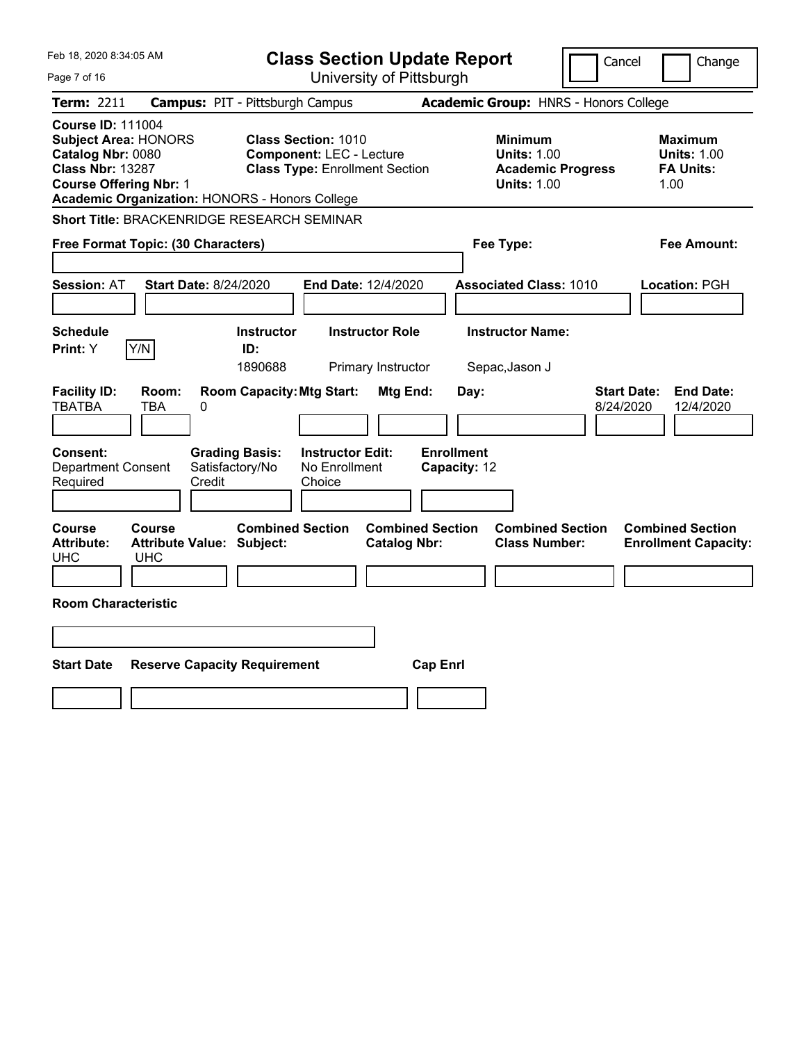# Class Section Update Report

University of Pittsburgh

Cancel | Change

**Term:** 2211 **Campus:** PIT - Pittsburgh Campus **Academic Group:** HNRS - Honors College

**Course ID:** 111004
**Subject Area:** HONORS
**Catalog Nbr:** 0080
**Class Nbr:** 13287
**Course Offering Nbr:** 1
**Academic Organization:** HONORS - Honors College

**Class Section:** 1010
**Component:** LEC - Lecture
**Class Type:** Enrollment Section

**Minimum Units:** 1.00
**Academic Progress Units:** 1.00

**Maximum Units:** 1.00
**FA Units:** 1.00

**Short Title:** BRACKENRIDGE RESEARCH SEMINAR

**Free Format Topic: (30 Characters)**

**Fee Type:**

**Fee Amount:**

**Session:** AT **Start Date:** 8/24/2020 **End Date:** 12/4/2020 **Associated Class:** 1010 **Location:** PGH

| Schedule Print | Instructor ID | Instructor Role | Instructor Name |
|---|---|---|---|
| Y | 1890688 | Primary Instructor | Sepac,Jason J |

| Facility ID | Room | Room Capacity | Mtg Start | Mtg End | Day | Start Date | End Date |
|---|---|---|---|---|---|---|---|
| TBATBA | TBA | 0 | | | | 8/24/2020 | 12/4/2020 |

**Consent:** Department Consent Required
**Grading Basis:** Satisfactory/No Credit
**Instructor Edit:** No Enrollment Choice
**Enrollment Capacity:** 12

| Course Attribute | Course Attribute Value | Combined Section Subject | Combined Section Catalog Nbr | Combined Section Class Number | Combined Section Enrollment Capacity |
|---|---|---|---|---|---|
| UHC | UHC | | | | |

**Room Characteristic**

| Start Date | Reserve Capacity Requirement | Cap Enrl |
|---|---|---|
| | | |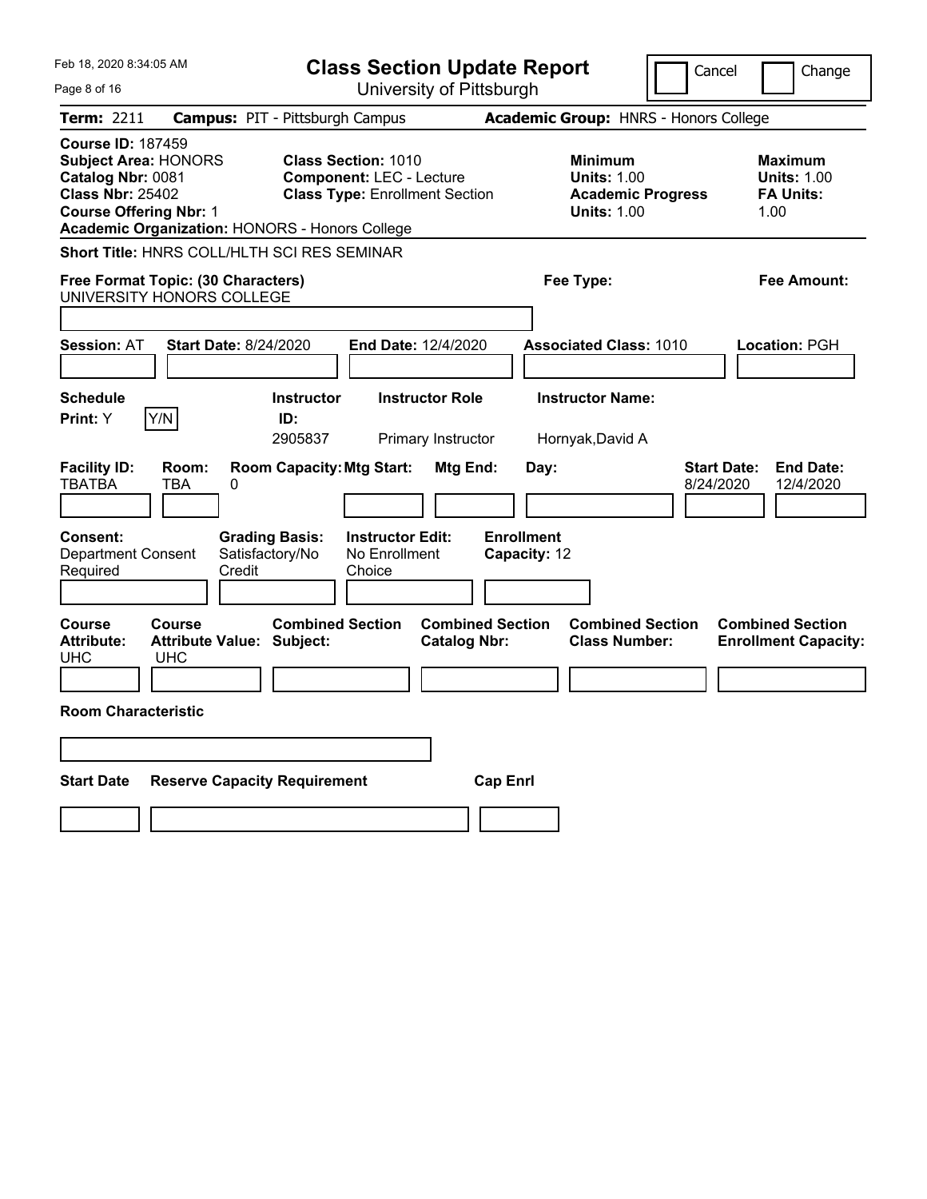Feb 18, 2020 8:34:05 AM

# Class Section Update Report

University of Pittsburgh

Cancel | Change

**Term:** 2211 **Campus:** PIT - Pittsburgh Campus **Academic Group:** HNRS - Honors College

**Course ID:** 187459
**Subject Area:** HONORS
**Catalog Nbr:** 0081
**Class Nbr:** 25402
**Course Offering Nbr:** 1
**Academic Organization:** HONORS - Honors College

**Class Section:** 1010
**Component:** LEC - Lecture
**Class Type:** Enrollment Section

**Minimum Units:** 1.00
**Academic Progress Units:** 1.00

**Maximum Units:** 1.00
**FA Units:** 1.00

**Short Title:** HNRS COLL/HLTH SCI RES SEMINAR

**Free Format Topic: (30 Characters)** UNIVERSITY HONORS COLLEGE

**Fee Type:**

**Fee Amount:**

**Session:** AT **Start Date:** 8/24/2020 **End Date:** 12/4/2020 **Associated Class:** 1010 **Location:** PGH

| Schedule Print | | Instructor ID | Instructor Role | Instructor Name |
|---|---|---|---|---|
| Y | Y/N | 2905837 | Primary Instructor | Hornyak,David A |

| Facility ID | Room | Room Capacity | Mtg Start | Mtg End | Day | Start Date | End Date |
|---|---|---|---|---|---|---|---|
| TBATBA | TBA | 0 | | | | 8/24/2020 | 12/4/2020 |

| Consent | Grading Basis | Instructor Edit | Enrollment Capacity |
|---|---|---|---|
| Department Consent Required | Satisfactory/No Credit | No Enrollment Choice | 12 |

| Course Attribute | Course Attribute Value | Combined Section Subject | Combined Section Catalog Nbr | Combined Section Class Number | Combined Section Enrollment Capacity |
|---|---|---|---|---|---|
| UHC | UHC | | | | |

**Room Characteristic**

| Start Date | Reserve Capacity Requirement | Cap Enrl |
|---|---|---|
| | | |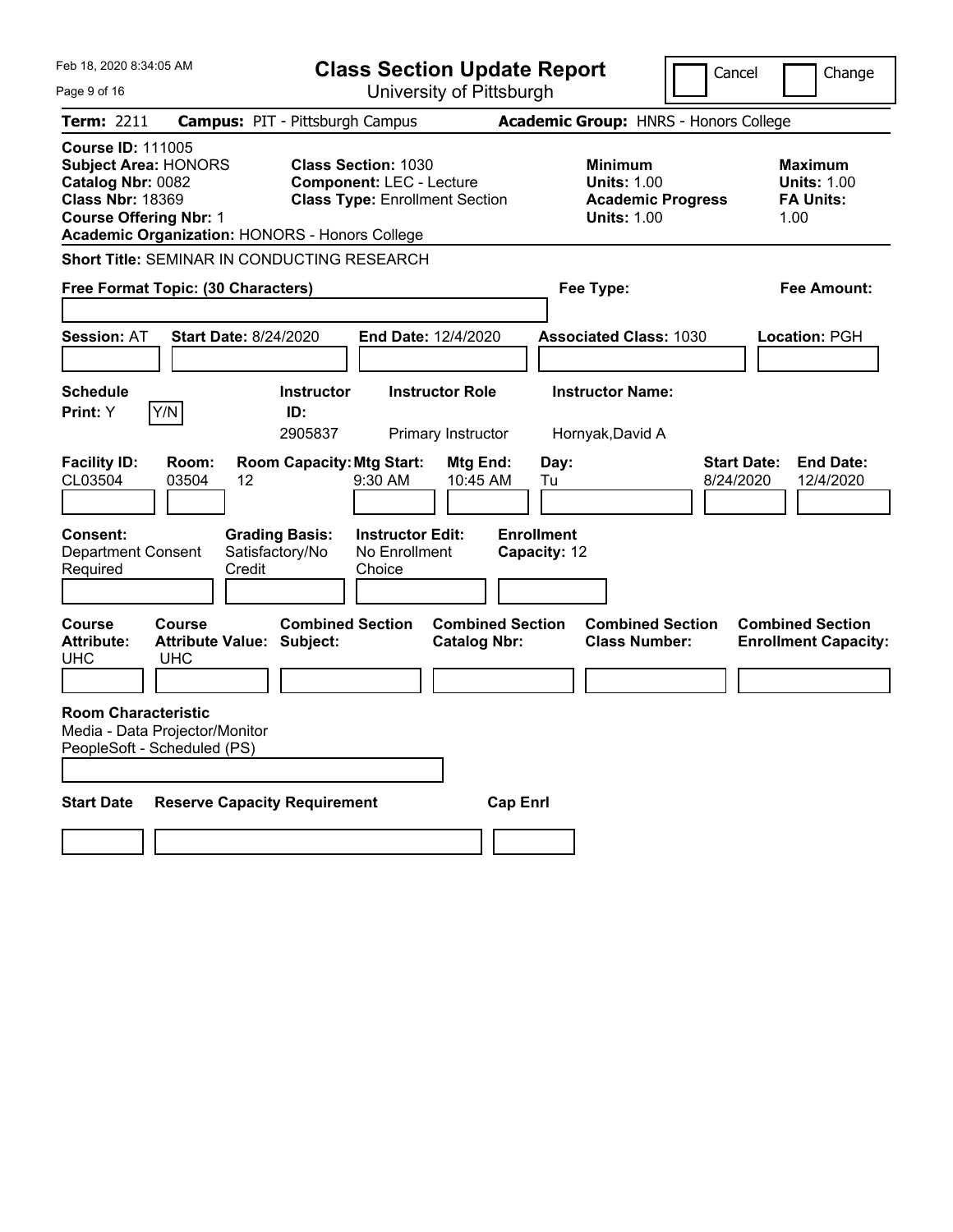# Class Section Update Report

University of Pittsburgh

Cancel | Change

Feb 18, 2020 8:34:05 AM

**Term:** 2211 **Campus:** PIT - Pittsburgh Campus **Academic Group:** HNRS - Honors College

**Course ID:** 111005
**Subject Area:** HONORS
**Catalog Nbr:** 0082
**Class Nbr:** 18369
**Course Offering Nbr:** 1
**Academic Organization:** HONORS - Honors College

**Class Section:** 1030
**Component:** LEC - Lecture
**Class Type:** Enrollment Section

**Minimum Units:** 1.00
**Academic Progress Units:** 1.00

**Maximum Units:** 1.00
**FA Units:** 1.00

**Short Title:** SEMINAR IN CONDUCTING RESEARCH

**Free Format Topic: (30 Characters)**

**Fee Type:**

**Fee Amount:**

**Session:** AT **Start Date:** 8/24/2020 **End Date:** 12/4/2020 **Associated Class:** 1030 **Location:** PGH

| Schedule Print | Instructor ID | Instructor Role | Instructor Name |
|---|---|---|---|
| Y | 2905837 | Primary Instructor | Hornyak,David A |

| Facility ID | Room | Room Capacity | Mtg Start | Mtg End | Day | Start Date | End Date |
|---|---|---|---|---|---|---|---|
| CL03504 | 03504 | 12 | 9:30 AM | 10:45 AM | Tu | 8/24/2020 | 12/4/2020 |

| Consent | Grading Basis | Instructor Edit | Enrollment Capacity |
|---|---|---|---|
| Department Consent Required | Satisfactory/No Credit | No Enrollment Choice | 12 |

| Course Attribute | Course Attribute Value | Combined Section Subject | Combined Section Catalog Nbr | Combined Section Class Number | Combined Section Enrollment Capacity |
|---|---|---|---|---|---|
| UHC | UHC | | | | |

**Room Characteristic**
Media - Data Projector/Monitor
PeopleSoft - Scheduled (PS)

| Start Date | Reserve Capacity Requirement | Cap Enrl |
|---|---|---|
| | | |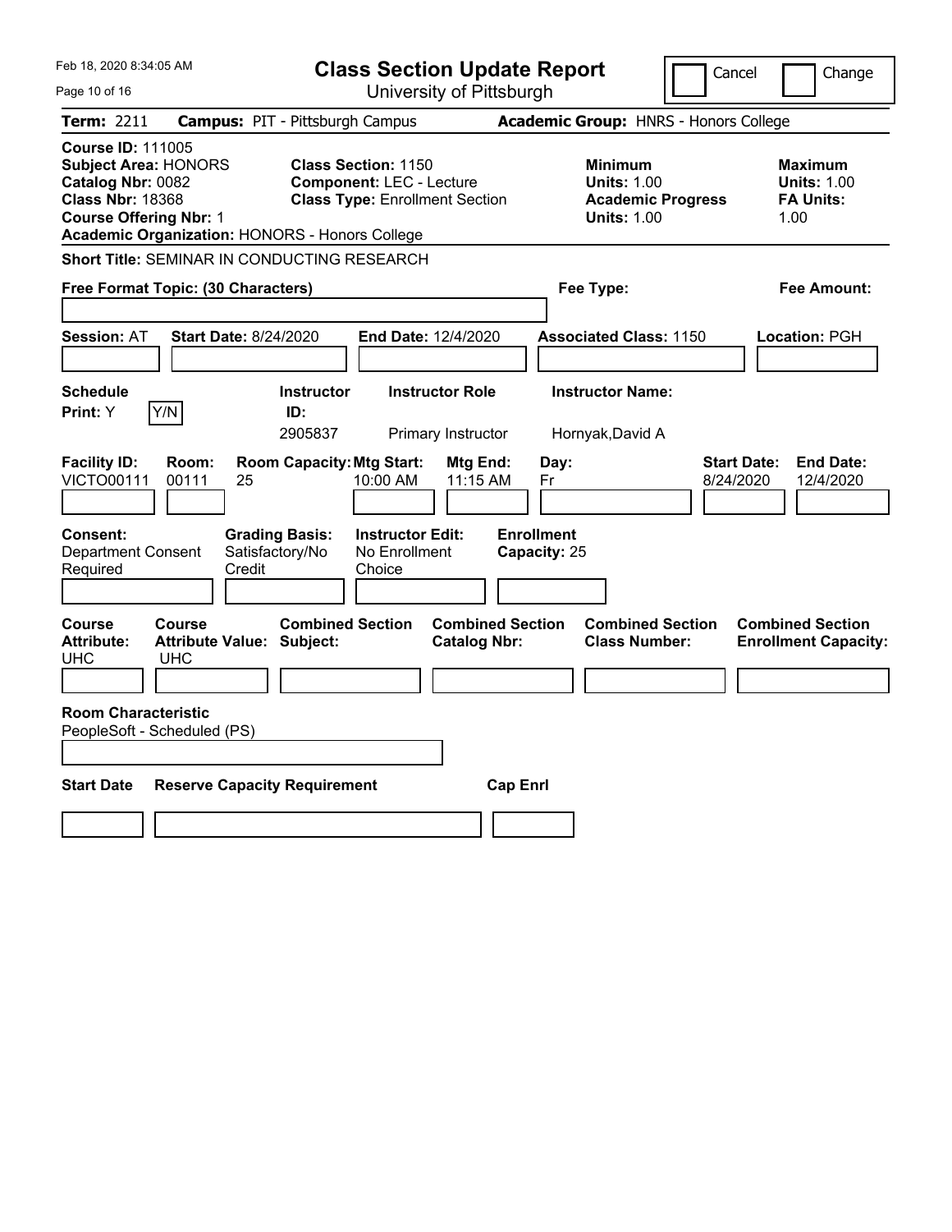Feb 18, 2020 8:34:05 AM

# Class Section Update Report

University of Pittsburgh

Cancel | Change

**Term:** 2211 **Campus:** PIT - Pittsburgh Campus **Academic Group:** HNRS - Honors College

**Course ID:** 111005
**Subject Area:** HONORS
**Catalog Nbr:** 0082
**Class Nbr:** 18368
**Course Offering Nbr:** 1
**Academic Organization:** HONORS - Honors College

**Class Section:** 1150
**Component:** LEC - Lecture
**Class Type:** Enrollment Section

**Minimum Units:** 1.00
**Academic Progress Units:** 1.00

**Maximum Units:** 1.00
**FA Units:** 1.00

**Short Title:** SEMINAR IN CONDUCTING RESEARCH

**Free Format Topic: (30 Characters)** **Fee Type:** **Fee Amount:**

**Session:** AT **Start Date:** 8/24/2020 **End Date:** 12/4/2020 **Associated Class:** 1150 **Location:** PGH

| Schedule Print | Instructor ID | Instructor Role | Instructor Name |
|---|---|---|---|
| Y (Y/N) | 2905837 | Primary Instructor | Hornyak,David A |

| Facility ID | Room | Room Capacity | Mtg Start | Mtg End | Day | Start Date | End Date |
|---|---|---|---|---|---|---|---|
| VICTO00111 | 00111 | 25 | 10:00 AM | 11:15 AM | Fr | 8/24/2020 | 12/4/2020 |

| Consent | Grading Basis | Instructor Edit | Enrollment Capacity |
|---|---|---|---|
| Department Consent Required | Satisfactory/No Credit | No Enrollment Choice | 25 |

| Course Attribute | Course Attribute Value | Combined Section Subject | Combined Section Catalog Nbr | Combined Section Class Number | Combined Section Enrollment Capacity |
|---|---|---|---|---|---|
| UHC | UHC | | | | |

**Room Characteristic**
PeopleSoft - Scheduled (PS)

| Start Date | Reserve Capacity Requirement | Cap Enrl |
|---|---|---|
| | | |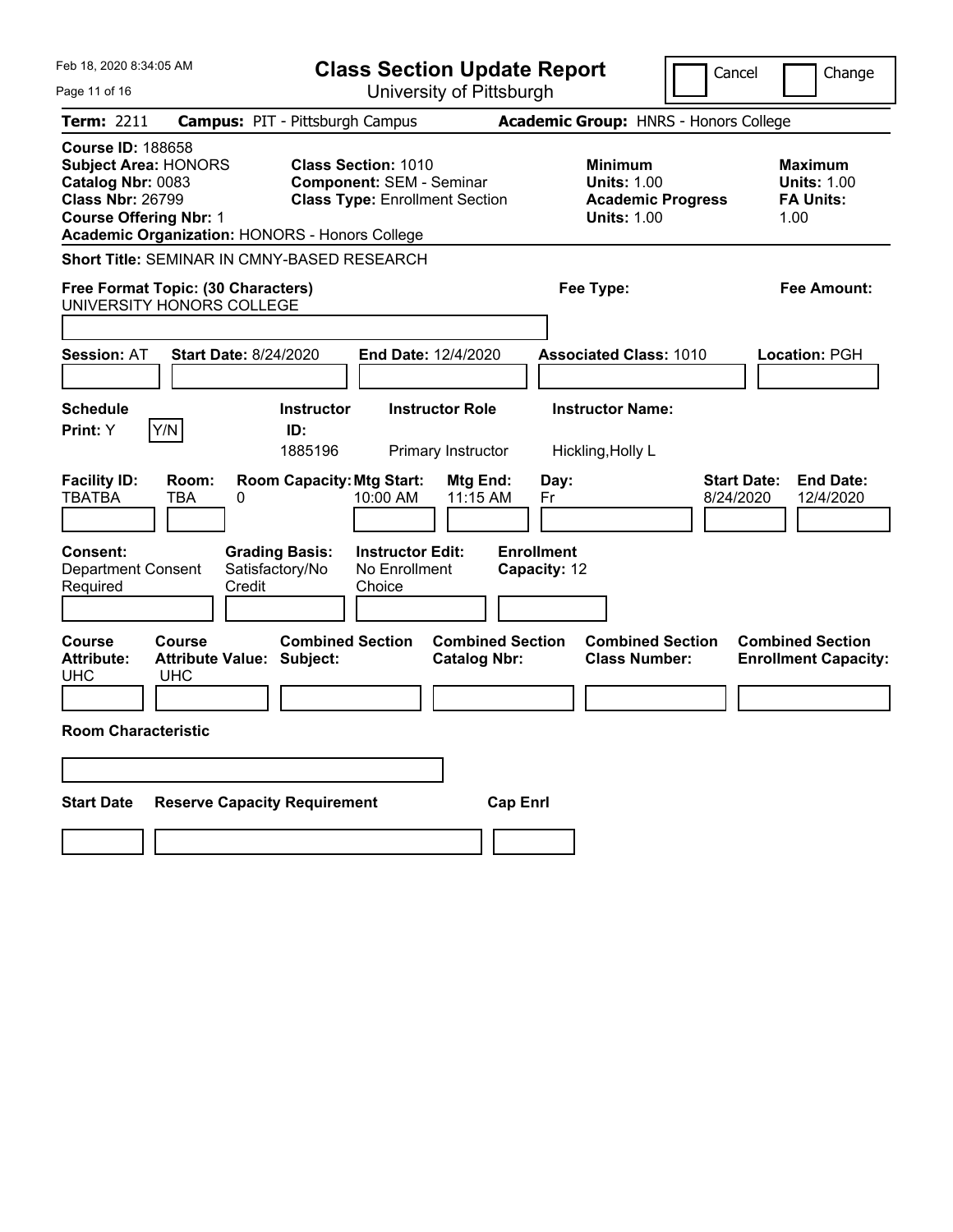# Class Section Update Report

University of Pittsburgh

Cancel | Change

Feb 18, 2020 8:34:05 AM

**Term:** 2211 **Campus:** PIT - Pittsburgh Campus **Academic Group:** HNRS - Honors College

**Course ID:** 188658
**Subject Area:** HONORS
**Catalog Nbr:** 0083
**Class Nbr:** 26799
**Course Offering Nbr:** 1
**Academic Organization:** HONORS - Honors College

**Class Section:** 1010
**Component:** SEM - Seminar
**Class Type:** Enrollment Section

**Minimum Units:** 1.00
**Academic Progress Units:** 1.00

**Maximum Units:** 1.00
**FA Units:** 1.00

**Short Title:** SEMINAR IN CMNY-BASED RESEARCH

**Free Format Topic: (30 Characters)** UNIVERSITY HONORS COLLEGE

**Fee Type:**

**Fee Amount:**

**Session:** AT **Start Date:** 8/24/2020 **End Date:** 12/4/2020 **Associated Class:** 1010 **Location:** PGH

| Schedule Print | | Instructor ID | Instructor Role | Instructor Name |
|---|---|---|---|---|
| Y | Y/N | 1885196 | Primary Instructor | Hickling,Holly L |

| Facility ID | Room | Room Capacity | Mtg Start | Mtg End | Day | Start Date | End Date |
|---|---|---|---|---|---|---|---|
| TBATBA | TBA | 0 | 10:00 AM | 11:15 AM | Fr | 8/24/2020 | 12/4/2020 |

| Consent | Grading Basis | Instructor Edit | Enrollment Capacity |
|---|---|---|---|
| Department Consent Required | Satisfactory/No Credit | No Enrollment Choice | 12 |

| Course Attribute | Course Attribute Value | Combined Section Subject | Combined Section Catalog Nbr | Combined Section Class Number | Combined Section Enrollment Capacity |
|---|---|---|---|---|---|
| UHC | UHC | | | | |

**Room Characteristic**

| Start Date | Reserve Capacity Requirement | Cap Enrl |
|---|---|---|
| | | |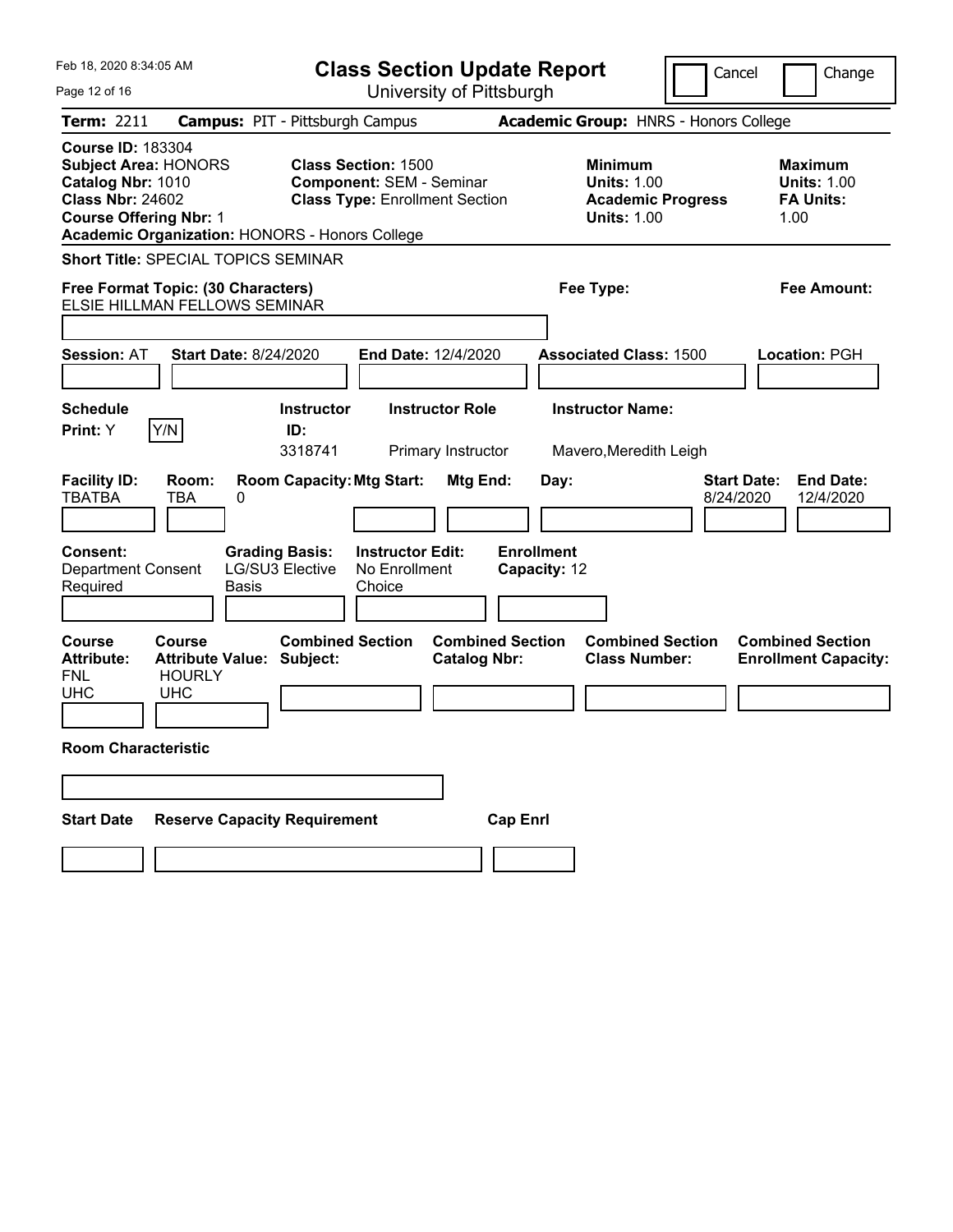Feb 18, 2020 8:34:05 AM

# Class Section Update Report

University of Pittsburgh

Cancel | Change

**Term:** 2211 **Campus:** PIT - Pittsburgh Campus **Academic Group:** HNRS - Honors College

**Course ID:** 183304
**Subject Area:** HONORS
**Catalog Nbr:** 1010
**Class Nbr:** 24602
**Course Offering Nbr:** 1
**Academic Organization:** HONORS - Honors College

**Class Section:** 1500
**Component:** SEM - Seminar
**Class Type:** Enrollment Section

**Minimum Units:** 1.00
**Academic Progress Units:** 1.00

**Maximum Units:** 1.00
**FA Units:** 1.00

**Short Title:** SPECIAL TOPICS SEMINAR

**Free Format Topic: (30 Characters)**
ELSIE HILLMAN FELLOWS SEMINAR

**Fee Type:**

**Fee Amount:**

**Session:** AT **Start Date:** 8/24/2020 **End Date:** 12/4/2020 **Associated Class:** 1500 **Location:** PGH

| Schedule Print | Instructor ID | Instructor Role | Instructor Name |
|---|---|---|---|
| Y (Y/N) | 3318741 | Primary Instructor | Mavero,Meredith Leigh |

| Facility ID | Room | Room Capacity | Mtg Start | Mtg End | Day | Start Date | End Date |
|---|---|---|---|---|---|---|---|
| TBATBA | TBA | 0 | | | | 8/24/2020 | 12/4/2020 |

| Consent | Grading Basis | Instructor Edit | Enrollment Capacity |
|---|---|---|---|
| Department Consent Required | LG/SU3 Elective Basis | No Enrollment Choice | 12 |

| Course Attribute | Course Attribute Value | Combined Section Subject | Combined Section Catalog Nbr | Combined Section Class Number | Combined Section Enrollment Capacity |
|---|---|---|---|---|---|
| FNL | HOURLY | | | | |
| UHC | UHC | | | | |

**Room Characteristic**

| Start Date | Reserve Capacity Requirement | Cap Enrl |
|---|---|---|
| | | |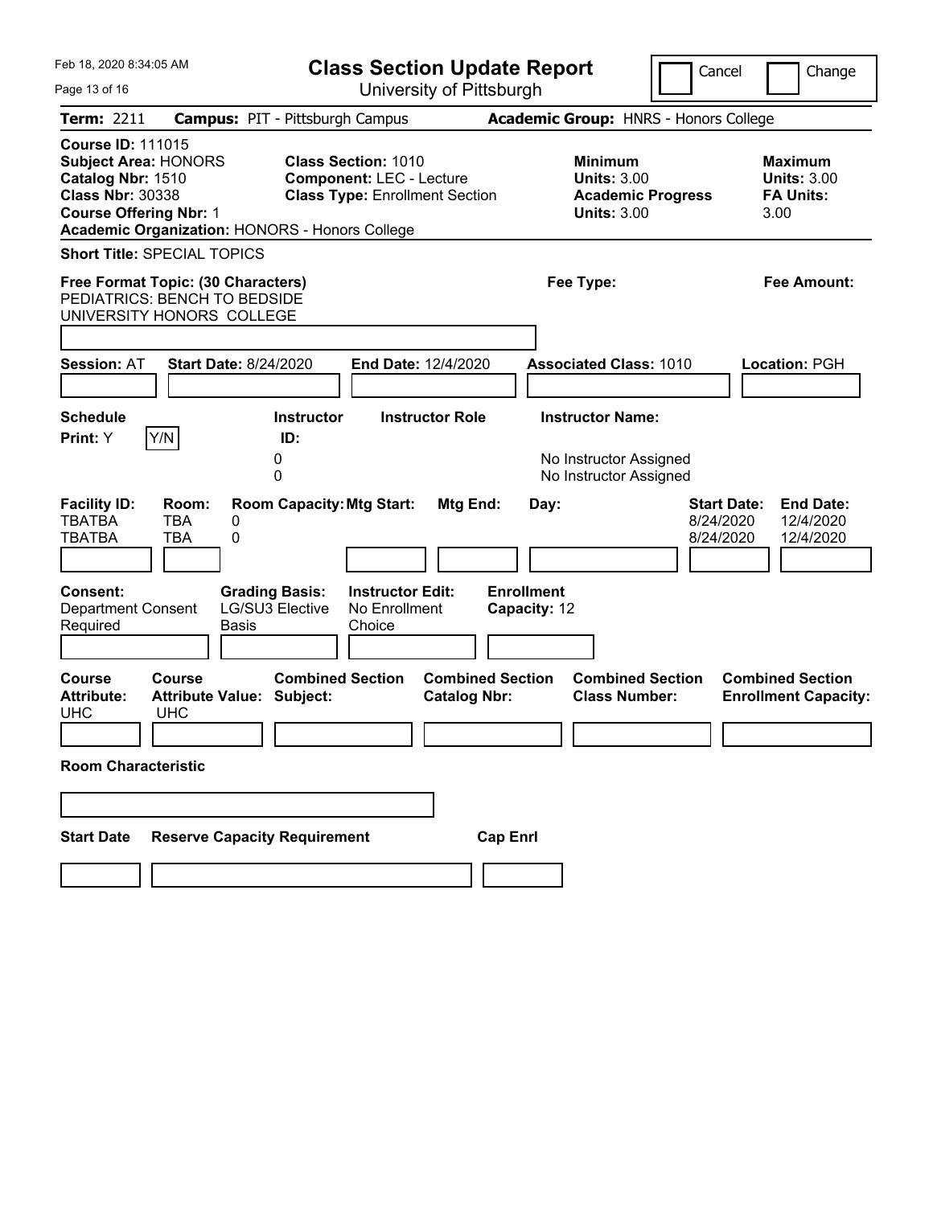Feb 18, 2020 8:34:05 AM

# Class Section Update Report

University of Pittsburgh

Cancel ☐ Change ☐

**Term:** 2211 **Campus:** PIT - Pittsburgh Campus **Academic Group:** HNRS - Honors College

**Course ID:** 111015
**Subject Area:** HONORS
**Catalog Nbr:** 1510
**Class Nbr:** 30338
**Course Offering Nbr:** 1
**Academic Organization:** HONORS - Honors College

**Class Section:** 1010
**Component:** LEC - Lecture
**Class Type:** Enrollment Section

**Minimum Units:** 3.00
**Academic Progress Units:** 3.00

**Maximum Units:** 3.00
**FA Units:** 3.00

**Short Title:** SPECIAL TOPICS

**Free Format Topic: (30 Characters)**
PEDIATRICS: BENCH TO BEDSIDE
UNIVERSITY HONORS COLLEGE

**Fee Type:**

**Fee Amount:**

**Session:** AT **Start Date:** 8/24/2020 **End Date:** 12/4/2020 **Associated Class:** 1010 **Location:** PGH

**Schedule Print:** Y Y/N

| Instructor ID: | Instructor Role | Instructor Name: |
|---|---|---|
| 0 | | No Instructor Assigned |
| 0 | | No Instructor Assigned |

| Facility ID: | Room: | Room Capacity: | Mtg Start: | Mtg End: | Day: | Start Date: | End Date: |
|---|---|---|---|---|---|---|---|
| TBATBA | TBA | 0 | | | | 8/24/2020 | 12/4/2020 |
| TBATBA | TBA | 0 | | | | 8/24/2020 | 12/4/2020 |

**Consent:** Department Consent Required
**Grading Basis:** LG/SU3 Elective Basis
**Instructor Edit:** No Enrollment Choice
**Enrollment Capacity:** 12

| Course Attribute: | Course Attribute Value: | Combined Section Subject: | Combined Section Catalog Nbr: | Combined Section Class Number: | Combined Section Enrollment Capacity: |
|---|---|---|---|---|---|
| UHC | UHC | | | | |

**Room Characteristic**

**Start Date** **Reserve Capacity Requirement** **Cap Enrl**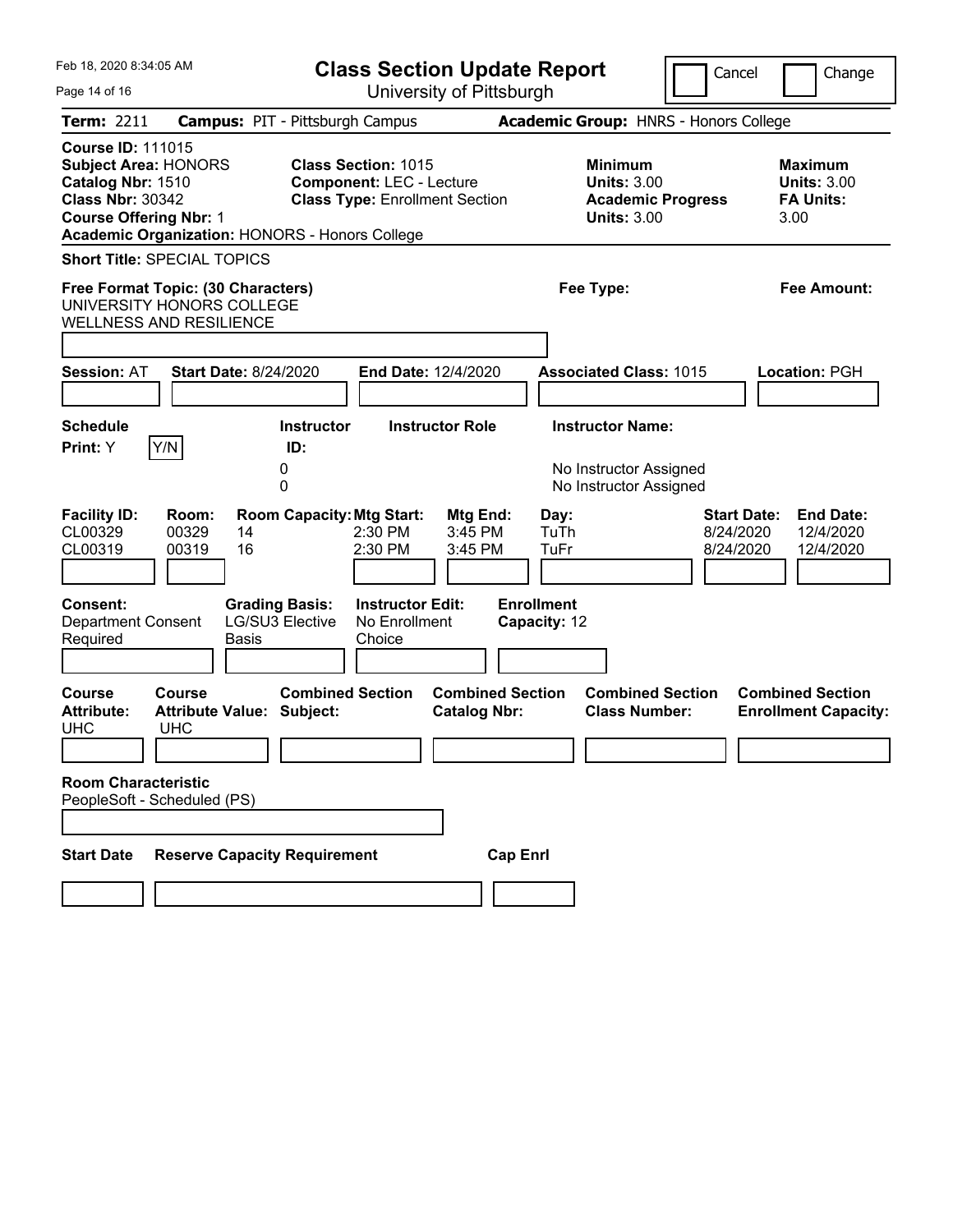Feb 18, 2020 8:34:05 AM

# Class Section Update Report

University of Pittsburgh

Cancel | Change

**Term:** 2211 **Campus:** PIT - Pittsburgh Campus **Academic Group:** HNRS - Honors College

**Course ID:** 111015
**Subject Area:** HONORS
**Catalog Nbr:** 1510
**Class Nbr:** 30342
**Course Offering Nbr:** 1
**Academic Organization:** HONORS - Honors College

**Class Section:** 1015
**Component:** LEC - Lecture
**Class Type:** Enrollment Section

**Minimum Units:** 3.00
**Academic Progress Units:** 3.00

**Maximum Units:** 3.00
**FA Units:** 3.00

**Short Title:** SPECIAL TOPICS

**Free Format Topic: (30 Characters)**
UNIVERSITY HONORS COLLEGE
WELLNESS AND RESILIENCE

**Fee Type:**

**Fee Amount:**

**Session:** AT **Start Date:** 8/24/2020 **End Date:** 12/4/2020 **Associated Class:** 1015 **Location:** PGH

**Schedule Print:** Y Y/N

| Instructor ID: | Instructor Role | Instructor Name: |
|---|---|---|
| 0 | | No Instructor Assigned |
| 0 | | No Instructor Assigned |

| Facility ID: | Room: | Room Capacity: | Mtg Start: | Mtg End: | Day: | Start Date: | End Date: |
|---|---|---|---|---|---|---|---|
| CL00329 | 00329 | 14 | 2:30 PM | 3:45 PM | TuTh | 8/24/2020 | 12/4/2020 |
| CL00319 | 00319 | 16 | 2:30 PM | 3:45 PM | TuFr | 8/24/2020 | 12/4/2020 |

**Consent:** Department Consent Required
**Grading Basis:** LG/SU3 Elective Basis
**Instructor Edit:** No Enrollment Choice
**Enrollment Capacity:** 12

| Course Attribute: | Course Attribute Value: | Combined Section Subject: | Combined Section Catalog Nbr: | Combined Section Class Number: | Combined Section Enrollment Capacity: |
|---|---|---|---|---|---|
| UHC | UHC | | | | |

**Room Characteristic**
PeopleSoft - Scheduled (PS)

| Start Date | Reserve Capacity Requirement | Cap Enrl |
|---|---|---|
| | | |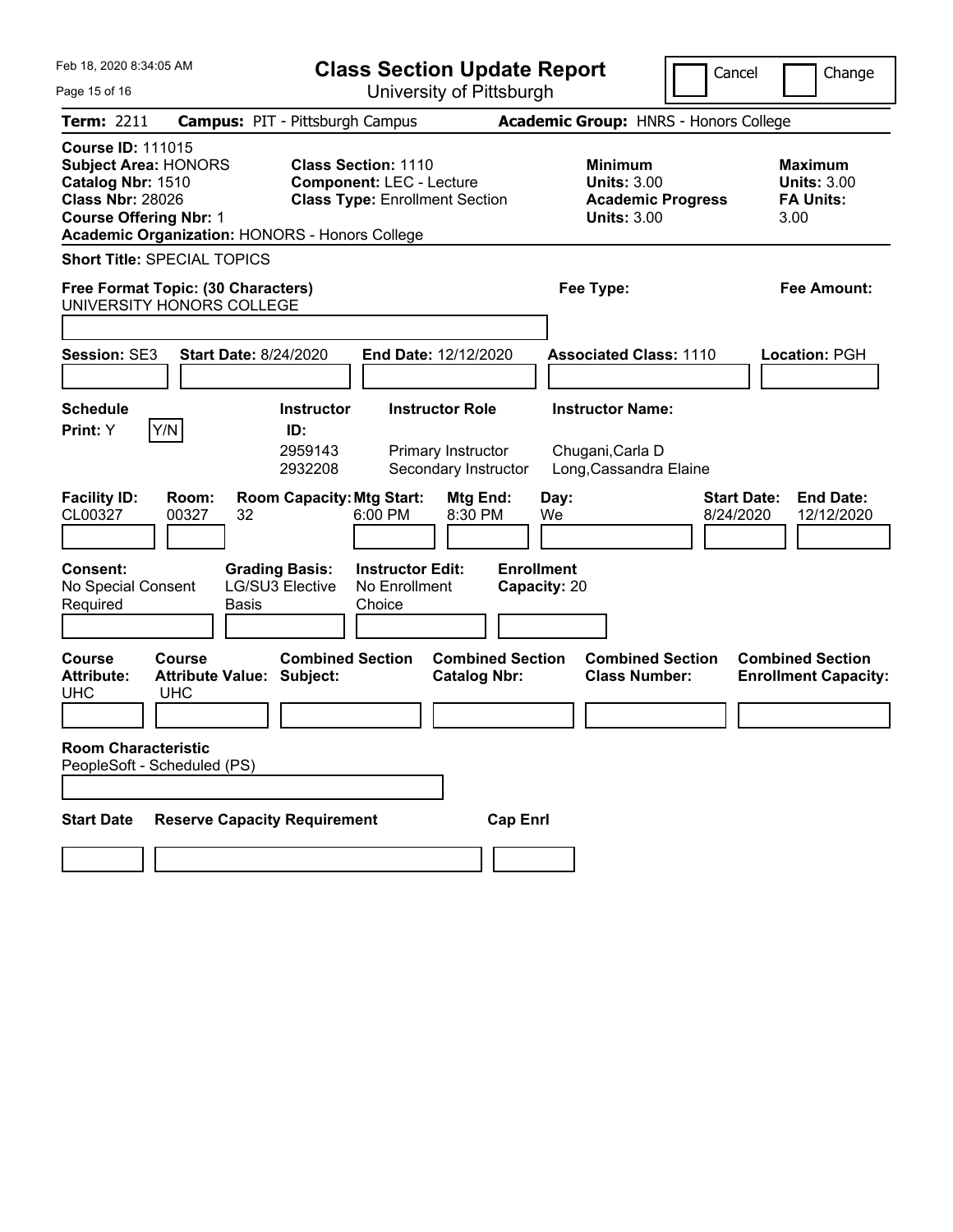Feb 18, 2020 8:34:05 AM

# Class Section Update Report

University of Pittsburgh

Cancel | Change

**Term:** 2211 **Campus:** PIT - Pittsburgh Campus **Academic Group:** HNRS - Honors College

**Course ID:** 111015
**Subject Area:** HONORS
**Catalog Nbr:** 1510
**Class Nbr:** 28026
**Course Offering Nbr:** 1
**Academic Organization:** HONORS - Honors College

**Class Section:** 1110
**Component:** LEC - Lecture
**Class Type:** Enrollment Section

**Minimum Units:** 3.00
**Academic Progress Units:** 3.00

**Maximum Units:** 3.00
**FA Units:** 3.00

**Short Title:** SPECIAL TOPICS

**Free Format Topic: (30 Characters)**
UNIVERSITY HONORS COLLEGE

**Fee Type:**

**Fee Amount:**

**Session:** SE3 **Start Date:** 8/24/2020 **End Date:** 12/12/2020 **Associated Class:** 1110 **Location:** PGH

**Schedule Print:** Y Y/N

| Instructor ID: | Instructor Role | Instructor Name: |
|---|---|---|
| 2959143 | Primary Instructor | Chugani,Carla D |
| 2932208 | Secondary Instructor | Long,Cassandra Elaine |

| Facility ID: | Room: | Room Capacity: | Mtg Start: | Mtg End: | Day: | Start Date: | End Date: |
|---|---|---|---|---|---|---|---|
| CL00327 | 00327 | 32 | 6:00 PM | 8:30 PM | We | 8/24/2020 | 12/12/2020 |

| Consent: | Grading Basis: | Instructor Edit: | Enrollment Capacity: |
|---|---|---|---|
| No Special Consent Required | LG/SU3 Elective Basis | No Enrollment Choice | 20 |

| Course Attribute: | Course Attribute Value: | Combined Section Subject: | Combined Section Catalog Nbr: | Combined Section Class Number: | Combined Section Enrollment Capacity: |
|---|---|---|---|---|---|
| UHC | UHC | | | | |

**Room Characteristic**
PeopleSoft - Scheduled (PS)

| Start Date | Reserve Capacity Requirement | Cap Enrl |
|---|---|---|
| | | |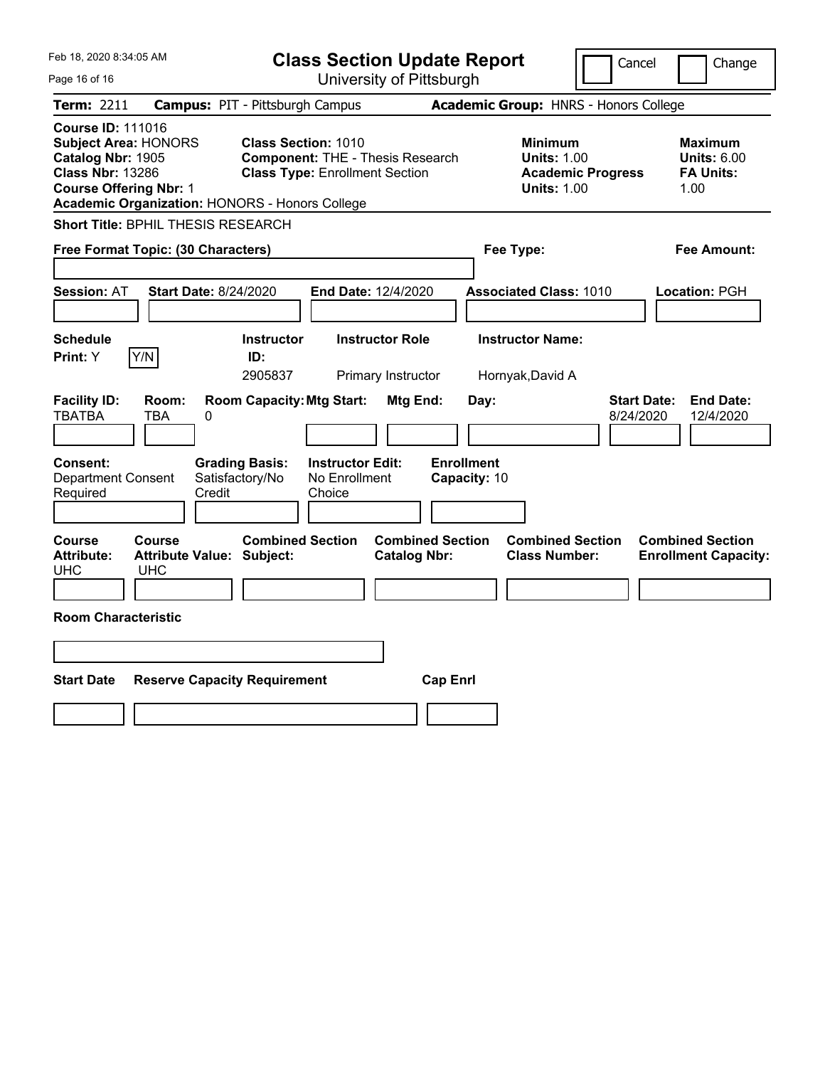# Class Section Update Report

University of Pittsburgh

Cancel | Change

**Term:** 2211 **Campus:** PIT - Pittsburgh Campus **Academic Group:** HNRS - Honors College

**Course ID:** 111016
**Subject Area:** HONORS
**Catalog Nbr:** 1905
**Class Nbr:** 13286
**Course Offering Nbr:** 1
**Academic Organization:** HONORS - Honors College

**Class Section:** 1010
**Component:** THE - Thesis Research
**Class Type:** Enrollment Section

**Minimum**
**Units:** 1.00
**Academic Progress Units:** 1.00

**Maximum**
**Units:** 6.00
**FA Units:** 1.00

**Short Title:** BPHIL THESIS RESEARCH

**Free Format Topic: (30 Characters)** **Fee Type:** **Fee Amount:**

**Session:** AT **Start Date:** 8/24/2020 **End Date:** 12/4/2020 **Associated Class:** 1010 **Location:** PGH

| Schedule Print | Instructor ID | Instructor Role | Instructor Name |
|---|---|---|---|
| Y | 2905837 | Primary Instructor | Hornyak,David A |

| Facility ID | Room | Room Capacity | Mtg Start | Mtg End | Day | Start Date | End Date |
|---|---|---|---|---|---|---|---|
| TBATBA | TBA | 0 | | | | 8/24/2020 | 12/4/2020 |

| Consent | Grading Basis | Instructor Edit | Enrollment Capacity |
|---|---|---|---|
| Department Consent Required | Satisfactory/No Credit | No Enrollment Choice | 10 |

| Course Attribute | Course Attribute Value | Combined Section Subject | Combined Section Catalog Nbr | Combined Section Class Number | Combined Section Enrollment Capacity |
|---|---|---|---|---|---|
| UHC | UHC | | | | |

**Room Characteristic**

| Start Date | Reserve Capacity Requirement | Cap Enrl |
|---|---|---|
| | | |